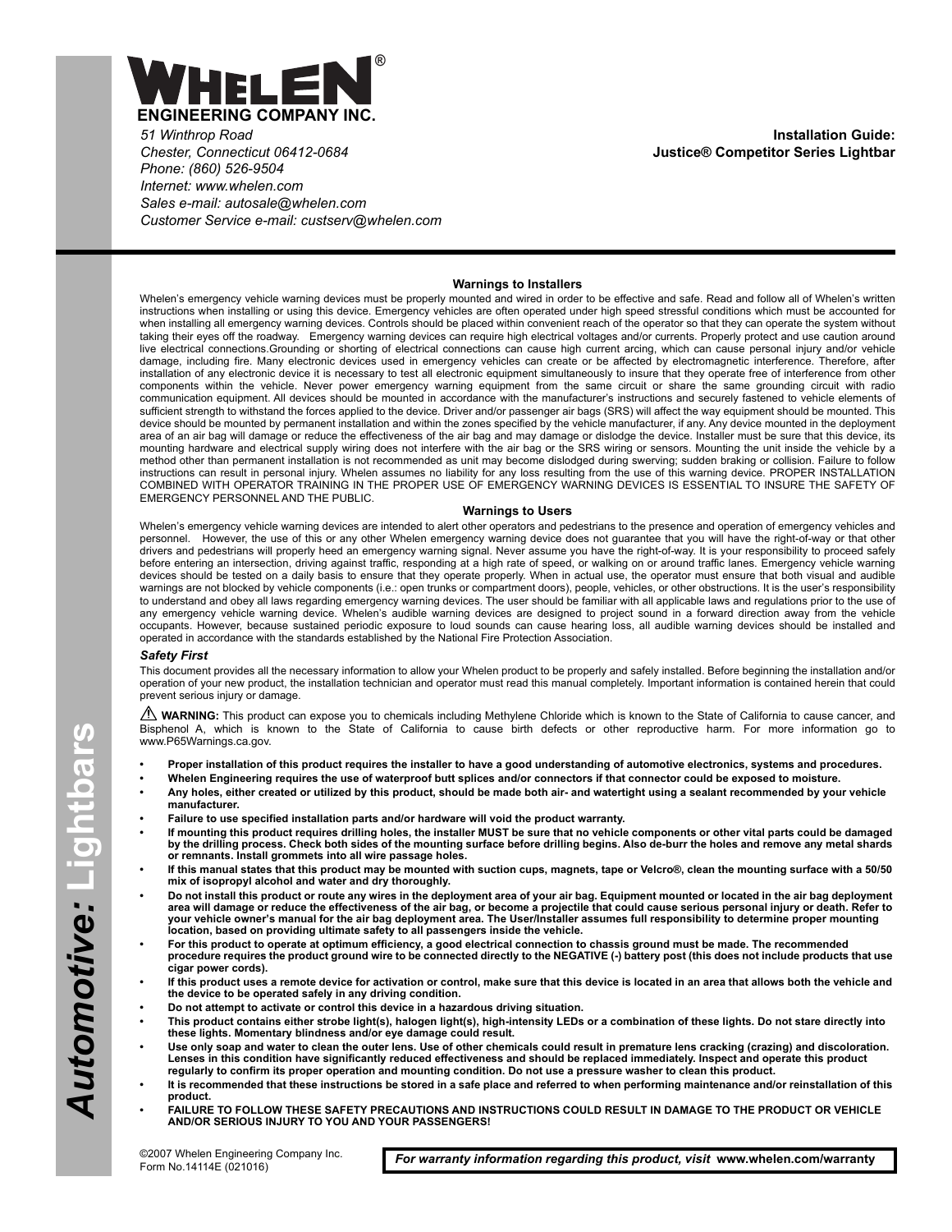# WHELEN®

**ENGINEERING COMPANY INC.**

*51 Winthrop Road*
*Chester, Connecticut 06412-0684*
*Phone: (860) 526-9504*
*Internet: www.whelen.com*
*Sales e-mail: autosale@whelen.com*
*Customer Service e-mail: custserv@whelen.com*

**Installation Guide:**
**Justice® Competitor Series Lightbar**

*Automotive:* **Lightbars**

## Warnings to Installers

Whelen's emergency vehicle warning devices must be properly mounted and wired in order to be effective and safe. Read and follow all of Whelen's written instructions when installing or using this device. Emergency vehicles are often operated under high speed stressful conditions which must be accounted for when installing all emergency warning devices. Controls should be placed within convenient reach of the operator so that they can operate the system without taking their eyes off the roadway. Emergency warning devices can require high electrical voltages and/or currents. Properly protect and use caution around live electrical connections.Grounding or shorting of electrical connections can cause high current arcing, which can cause personal injury and/or vehicle damage, including fire. Many electronic devices used in emergency vehicles can create or be affected by electromagnetic interference. Therefore, after installation of any electronic device it is necessary to test all electronic equipment simultaneously to insure that they operate free of interference from other components within the vehicle. Never power emergency warning equipment from the same circuit or share the same grounding circuit with radio communication equipment. All devices should be mounted in accordance with the manufacturer's instructions and securely fastened to vehicle elements of sufficient strength to withstand the forces applied to the device. Driver and/or passenger air bags (SRS) will affect the way equipment should be mounted. This device should be mounted by permanent installation and within the zones specified by the vehicle manufacturer, if any. Any device mounted in the deployment area of an air bag will damage or reduce the effectiveness of the air bag and may damage or dislodge the device. Installer must be sure that this device, its mounting hardware and electrical supply wiring does not interfere with the air bag or the SRS wiring or sensors. Mounting the unit inside the vehicle by a method other than permanent installation is not recommended as unit may become dislodged during swerving; sudden braking or collision. Failure to follow instructions can result in personal injury. Whelen assumes no liability for any loss resulting from the use of this warning device. PROPER INSTALLATION COMBINED WITH OPERATOR TRAINING IN THE PROPER USE OF EMERGENCY WARNING DEVICES IS ESSENTIAL TO INSURE THE SAFETY OF EMERGENCY PERSONNEL AND THE PUBLIC.

## Warnings to Users

Whelen's emergency vehicle warning devices are intended to alert other operators and pedestrians to the presence and operation of emergency vehicles and personnel. However, the use of this or any other Whelen emergency warning device does not guarantee that you will have the right-of-way or that other drivers and pedestrians will properly heed an emergency warning signal. Never assume you have the right-of-way. It is your responsibility to proceed safely before entering an intersection, driving against traffic, responding at a high rate of speed, or walking on or around traffic lanes. Emergency vehicle warning devices should be tested on a daily basis to ensure that they operate properly. When in actual use, the operator must ensure that both visual and audible warnings are not blocked by vehicle components (i.e.: open trunks or compartment doors), people, vehicles, or other obstructions. It is the user's responsibility to understand and obey all laws regarding emergency warning devices. The user should be familiar with all applicable laws and regulations prior to the use of any emergency vehicle warning device. Whelen's audible warning devices are designed to project sound in a forward direction away from the vehicle occupants. However, because sustained periodic exposure to loud sounds can cause hearing loss, all audible warning devices should be installed and operated in accordance with the standards established by the National Fire Protection Association.

### *Safety First*

This document provides all the necessary information to allow your Whelen product to be properly and safely installed. Before beginning the installation and/or operation of your new product, the installation technician and operator must read this manual completely. Important information is contained herein that could prevent serious injury or damage.

⚠ **WARNING:** This product can expose you to chemicals including Methylene Chloride which is known to the State of California to cause cancer, and Bisphenol A, which is known to the State of California to cause birth defects or other reproductive harm. For more information go to www.P65Warnings.ca.gov.

- **Proper installation of this product requires the installer to have a good understanding of automotive electronics, systems and procedures.**
- **Whelen Engineering requires the use of waterproof butt splices and/or connectors if that connector could be exposed to moisture.**
- **Any holes, either created or utilized by this product, should be made both air- and watertight using a sealant recommended by your vehicle manufacturer.**
- **Failure to use specified installation parts and/or hardware will void the product warranty.**
- **If mounting this product requires drilling holes, the installer MUST be sure that no vehicle components or other vital parts could be damaged by the drilling process. Check both sides of the mounting surface before drilling begins. Also de-burr the holes and remove any metal shards or remnants. Install grommets into all wire passage holes.**
- **If this manual states that this product may be mounted with suction cups, magnets, tape or Velcro®, clean the mounting surface with a 50/50 mix of isopropyl alcohol and water and dry thoroughly.**
- **Do not install this product or route any wires in the deployment area of your air bag. Equipment mounted or located in the air bag deployment area will damage or reduce the effectiveness of the air bag, or become a projectile that could cause serious personal injury or death. Refer to your vehicle owner's manual for the air bag deployment area. The User/Installer assumes full responsibility to determine proper mounting location, based on providing ultimate safety to all passengers inside the vehicle.**
- **For this product to operate at optimum efficiency, a good electrical connection to chassis ground must be made. The recommended procedure requires the product ground wire to be connected directly to the NEGATIVE (-) battery post (this does not include products that use cigar power cords).**
- **If this product uses a remote device for activation or control, make sure that this device is located in an area that allows both the vehicle and the device to be operated safely in any driving condition.**
- **Do not attempt to activate or control this device in a hazardous driving situation.**
- **This product contains either strobe light(s), halogen light(s), high-intensity LEDs or a combination of these lights. Do not stare directly into these lights. Momentary blindness and/or eye damage could result.**
- **Use only soap and water to clean the outer lens. Use of other chemicals could result in premature lens cracking (crazing) and discoloration. Lenses in this condition have significantly reduced effectiveness and should be replaced immediately. Inspect and operate this product regularly to confirm its proper operation and mounting condition. Do not use a pressure washer to clean this product.**
- **It is recommended that these instructions be stored in a safe place and referred to when performing maintenance and/or reinstallation of this product.**
- **FAILURE TO FOLLOW THESE SAFETY PRECAUTIONS AND INSTRUCTIONS COULD RESULT IN DAMAGE TO THE PRODUCT OR VEHICLE AND/OR SERIOUS INJURY TO YOU AND YOUR PASSENGERS!**

©2007 Whelen Engineering Company Inc.
Form No.14114E (021016)

***For warranty information regarding this product, visit*** **www.whelen.com/warranty**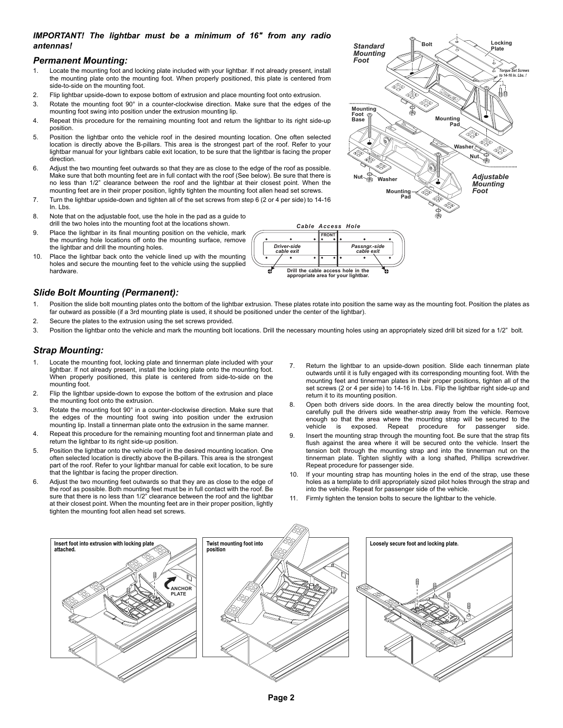***IMPORTANT! The lightbar must be a minimum of 16" from any radio antennas!***

## *Permanent Mounting:*

1. Locate the mounting foot and locking plate included with your lightbar. If not already present, install the mounting plate onto the mounting foot. When properly positioned, this plate is centered from side-to-side on the mounting foot.
2. Flip lightbar upside-down to expose bottom of extrusion and place mounting foot onto extrusion.
3. Rotate the mounting foot 90° in a counter-clockwise direction. Make sure that the edges of the mounting foot swing into position under the extrusion mounting lip.
4. Repeat this procedure for the remaining mounting foot and return the lightbar to its right side-up position.
5. Position the lightbar onto the vehicle roof in the desired mounting location. One often selected location is directly above the B-pillars. This area is the strongest part of the roof. Refer to your lightbar manual for your lightbars cable exit location, to be sure that the lightbar is facing the proper direction.
6. Adjust the two mounting feet outwards so that they are as close to the edge of the roof as possible. Make sure that both mounting feet are in full contact with the roof (See below). Be sure that there is no less than 1/2" clearance between the roof and the lightbar at their closest point. When the mounting feet are in their proper position, lightly tighten the mounting foot allen head set screws.
7. Turn the lightbar upside-down and tighten all of the set screws from step 6 (2 or 4 per side) to 14-16 In. Lbs.
8. Note that on the adjustable foot, use the hole in the pad as a guide to drill the two holes into the mounting foot at the locations shown.
9. Place the lightbar in its final mounting position on the vehicle, mark the mounting hole locations off onto the mounting surface, remove the lightbar and drill the mounting holes.
10. Place the lightbar back onto the vehicle lined up with the mounting holes and secure the mounting feet to the vehicle using the supplied hardware.

## *Slide Bolt Mounting (Permanent):*

1. Position the slide bolt mounting plates onto the bottom of the lightbar extrusion. These plates rotate into position the same way as the mounting foot. Position the plates as far outward as possible (if a 3rd mounting plate is used, it should be positioned under the center of the lightbar).
2. Secure the plates to the extrusion using the set screws provided.
3. Position the lightbar onto the vehicle and mark the mounting bolt locations. Drill the necessary mounting holes using an appropriately sized drill bit sized for a 1/2" bolt.

## *Strap Mounting:*

1. Locate the mounting foot, locking plate and tinnerman plate included with your lightbar. If not already present, install the locking plate onto the mounting foot. When properly positioned, this plate is centered from side-to-side on the mounting foot.
2. Flip the lightbar upside-down to expose the bottom of the extrusion and place the mounting foot onto the extrusion.
3. Rotate the mounting foot 90° in a counter-clockwise direction. Make sure that the edges of the mounting foot swing into position under the extrusion mounting lip. Install a tinnerman plate onto the extrusion in the same manner.
4. Repeat this procedure for the remaining mounting foot and tinnerman plate and return the lightbar to its right side-up position.
5. Position the lightbar onto the vehicle roof in the desired mounting location. One often selected location is directly above the B-pillars. This area is the strongest part of the roof. Refer to your lightbar manual for cable exit location, to be sure that the lightbar is facing the proper direction.
6. Adjust the two mounting feet outwards so that they are as close to the edge of the roof as possible. Both mounting feet must be in full contact with the roof. Be sure that there is no less than 1/2" clearance between the roof and the lightbar at their closest point. When the mounting feet are in their proper position, lightly tighten the mounting foot allen head set screws.
7. Return the lightbar to an upside-down position. Slide each tinnerman plate outwards until it is fully engaged with its corresponding mounting foot. With the mounting feet and tinnerman plates in their proper positions, tighten all of the set screws (2 or 4 per side) to 14-16 In. Lbs. Flip the lightbar right side-up and return it to its mounting position.
8. Open both drivers side doors. In the area directly below the mounting foot, carefully pull the drivers side weather-strip away from the vehicle. Remove enough so that the area where the mounting strap will be secured to the vehicle is exposed. Repeat procedure for passenger side.
9. Insert the mounting strap through the mounting foot. Be sure that the strap fits flush against the area where it will be secured onto the vehicle. Insert the tension bolt through the mounting strap and into the tinnerman nut on the tinnerman plate. Tighten slightly with a long shafted, Phillips screwdriver. Repeat procedure for passenger side.
10. If your mounting strap has mounting holes in the end of the strap, use these holes as a template to drill appropriately sized pilot holes through the strap and into the vehicle. Repeat for passenger side of the vehicle.
11. Firmly tighten the tension bolts to secure the lightbar to the vehicle.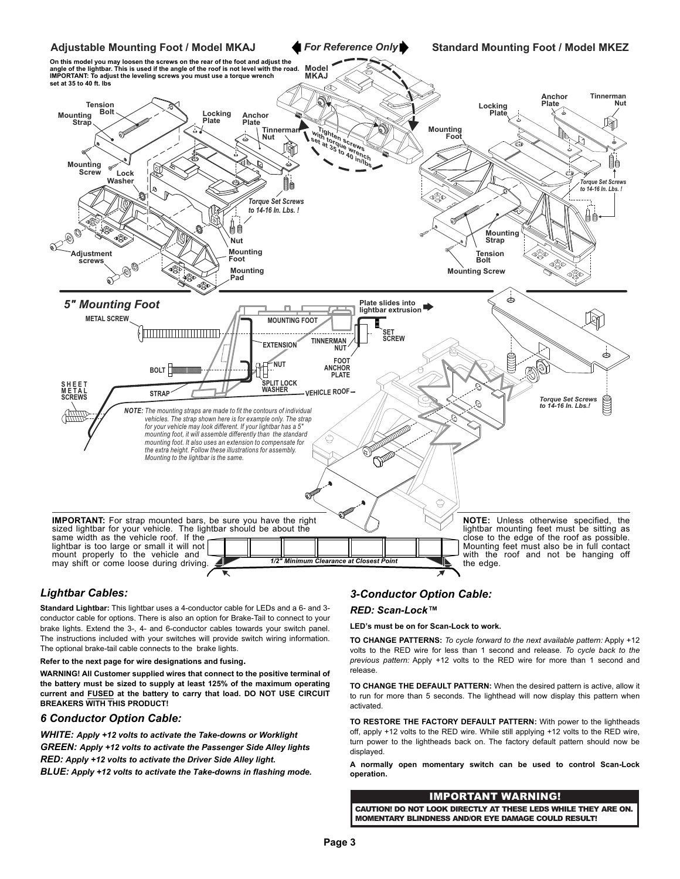## Adjustable Mounting Foot / Model MKAJ

*For Reference Only*

## Standard Mounting Foot / Model MKEZ

**On this model you may loosen the screws on the rear of the foot and adjust the angle of the lightbar. This is used if the angle of the roof is not level with the road. IMPORTANT: To adjust the leveling screws you must use a torque wrench set at 35 to 40 ft. lbs**

Model MKAJ

Tighten screws with torque wrench set at 35 to 40 in/lbs

Tension Bolt, Mounting Strap, Locking Plate, Anchor Plate, Tinnerman Nut, Mounting Screw, Lock Washer, Adjustment screws, Nut, Mounting Foot, Mounting Pad

*Torque Set Screws to 14-16 In. Lbs. !*

Anchor Plate, Tinnerman Nut, Locking Plate, Mounting Foot, Mounting Strap, Tension Bolt, Mounting Screw

*Torque Set Screws to 14-16 In. Lbs. !*

## 5" Mounting Foot

METAL SCREW, MOUNTING FOOT, EXTENSION, TINNERMAN NUT, SET SCREW, BOLT, NUT, FOOT ANCHOR PLATE, SPLIT LOCK WASHER, STRAP, VEHICLE ROOF, SHEET METAL SCREWS

Plate slides into lightbar extrusion

*Torque Set Screws to 14-16 In. Lbs.!*

*NOTE: The mounting straps are made to fit the contours of individual vehicles. The strap shown here is for example only. The strap for your vehicle may look different. If your lightbar has a 5" mounting foot, it will assemble differently than the standard mounting foot. It also uses an extension to compensate for the extra height. Follow these illustrations for assembly. Mounting to the lightbar is the same.*

**IMPORTANT:** For strap mounted bars, be sure you have the right sized lightbar for your vehicle. The lightbar should be about the same width as the vehicle roof. If the lightbar is too large or small it will not mount properly to the vehicle and may shift or come loose during driving.

*1/2" Minimum Clearance at Closest Point*

**NOTE:** Unless otherwise specified, the lightbar mounting feet must be sitting as close to the edge of the roof as possible. Mounting feet must also be in full contact with the roof and not be hanging off the edge.

## *Lightbar Cables:*

**Standard Lightbar:** This lightbar uses a 4-conductor cable for LEDs and a 6- and 3-conductor cable for options. There is also an option for Brake-Tail to connect to your brake lights. Extend the 3-, 4- and 6-conductor cables towards your switch panel. The instructions included with your switches will provide switch wiring information. The optional brake-tail cable connects to the brake lights.

**Refer to the next page for wire designations and fusing.**

**WARNING! All Customer supplied wires that connect to the positive terminal of the battery must be sized to supply at least 125% of the maximum operating current and FUSED at the battery to carry that load. DO NOT USE CIRCUIT BREAKERS WITH THIS PRODUCT!**

## *6 Conductor Option Cable:*

***WHITE:** Apply +12 volts to activate the Take-downs or Worklight*

***GREEN:** Apply +12 volts to activate the Passenger Side Alley lights*

***RED:** Apply +12 volts to activate the Driver Side Alley light.*

***BLUE:** Apply +12 volts to activate the Take-downs in flashing mode.*

## *3-Conductor Option Cable:*

### *RED: Scan-Lock™*

**LED's must be on for Scan-Lock to work.**

**TO CHANGE PATTERNS:** *To cycle forward to the next available pattern:* Apply +12 volts to the RED wire for less than 1 second and release. *To cycle back to the previous pattern:* Apply +12 volts to the RED wire for more than 1 second and release.

**TO CHANGE THE DEFAULT PATTERN:** When the desired pattern is active, allow it to run for more than 5 seconds. The lighthead will now display this pattern when activated.

**TO RESTORE THE FACTORY DEFAULT PATTERN:** With power to the lightheads off, apply +12 volts to the RED wire. While still applying +12 volts to the RED wire, turn power to the lightheads back on. The factory default pattern should now be displayed.

**A normally open momentary switch can be used to control Scan-Lock operation.**

**IMPORTANT WARNING!**

**CAUTION! DO NOT LOOK DIRECTLY AT THESE LEDS WHILE THEY ARE ON. MOMENTARY BLINDNESS AND/OR EYE DAMAGE COULD RESULT!**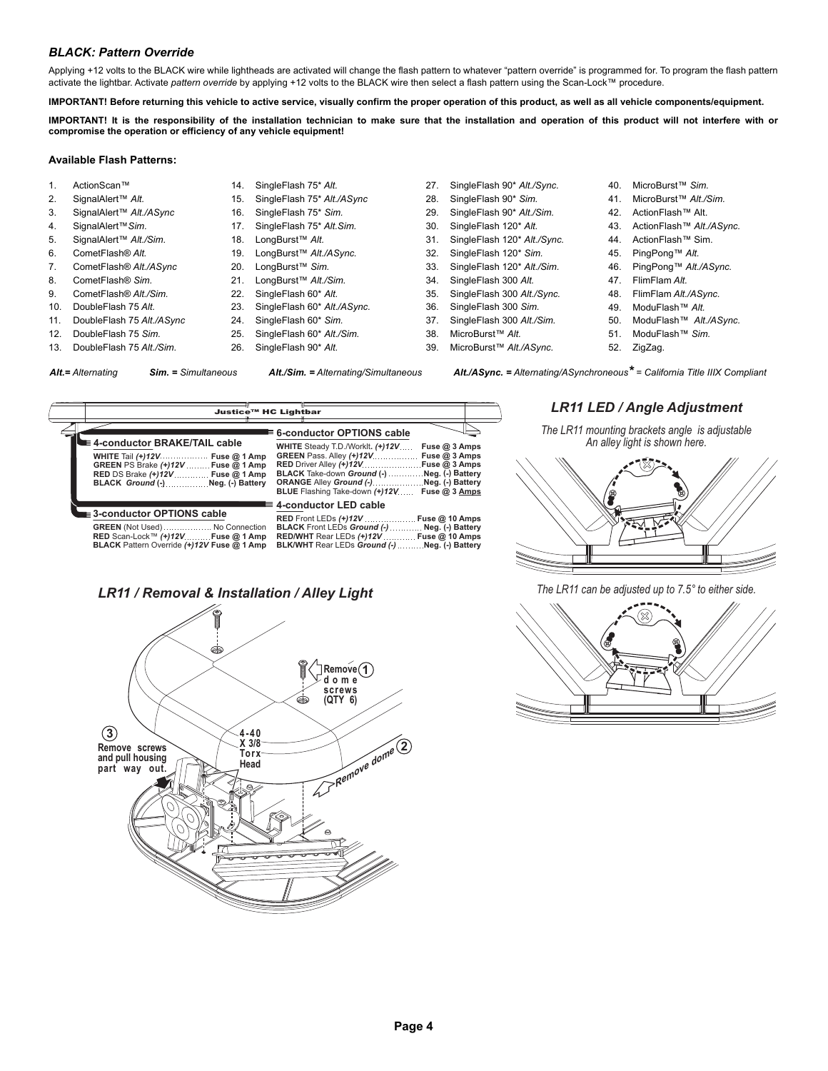### *BLACK: Pattern Override*

Applying +12 volts to the BLACK wire while lightheads are activated will change the flash pattern to whatever "pattern override" is programmed for. To program the flash pattern activate the lightbar. Activate *pattern override* by applying +12 volts to the BLACK wire then select a flash pattern using the Scan-Lock™ procedure.

**IMPORTANT! Before returning this vehicle to active service, visually confirm the proper operation of this product, as well as all vehicle components/equipment.**

**IMPORTANT! It is the responsibility of the installation technician to make sure that the installation and operation of this product will not interfere with or compromise the operation or efficiency of any vehicle equipment!**

#### Available Flash Patterns:

1. ActionScan™
2. SignalAlert™ *Alt.*
3. SignalAlert™ *Alt./ASync*
4. SignalAlert™ *Sim.*
5. SignalAlert™ *Alt./Sim.*
6. CometFlash® *Alt.*
7. CometFlash® *Alt./ASync*
8. CometFlash® *Sim.*
9. CometFlash® *Alt./Sim.*
10. DoubleFlash 75 *Alt.*
11. DoubleFlash 75 *Alt./ASync*
12. DoubleFlash 75 *Sim.*
13. DoubleFlash 75 *Alt./Sim.*
14. SingleFlash 75* *Alt.*
15. SingleFlash 75* *Alt./ASync*
16. SingleFlash 75* *Sim.*
17. SingleFlash 75* *Alt.Sim.*
18. LongBurst™ *Alt.*
19. LongBurst™ *Alt./ASync.*
20. LongBurst™ *Sim.*
21. LongBurst™ *Alt./Sim.*
22. SingleFlash 60* *Alt.*
23. SingleFlash 60* *Alt./ASync.*
24. SingleFlash 60* *Sim.*
25. SingleFlash 60* *Alt./Sim.*
26. SingleFlash 90* *Alt.*
27. SingleFlash 90* *Alt./Sync.*
28. SingleFlash 90* *Sim.*
29. SingleFlash 90* *Alt./Sim.*
30. SingleFlash 120* *Alt.*
31. SingleFlash 120* *Alt./Sync.*
32. SingleFlash 120* *Sim.*
33. SingleFlash 120* *Alt./Sim.*
34. SingleFlash 300 *Alt.*
35. SingleFlash 300 *Alt./Sync.*
36. SingleFlash 300 *Sim.*
37. SingleFlash 300 *Alt./Sim.*
38. MicroBurst™ *Alt.*
39. MicroBurst™ *Alt./ASync.*
40. MicroBurst™ *Sim.*
41. MicroBurst™ *Alt./Sim.*
42. ActionFlash™ Alt.
43. ActionFlash™ *Alt./ASync.*
44. ActionFlash™ Sim.
45. PingPong™ *Alt.*
46. PingPong™ *Alt./ASync.*
47. FlimFlam *Alt.*
48. FlimFlam *Alt./ASync.*
49. ModuFlash™ *Alt.*
50. ModuFlash™ *Alt./ASync.*
51. ModuFlash™ *Sim.*
52. ZigZag.

***Alt.***= *Alternating* ***Sim.*** = *Simultaneous* ***Alt./Sim.*** = *Alternating/Simultaneous* ***Alt./ASync.*** = *Alternating/ASynchroneous* * = *California Title IIIX Compliant*

Justice™ HC Lightbar

**4-conductor BRAKE/TAIL cable**

- **WHITE** Tail *(+)12V* ........ **Fuse @ 1 Amp**
- **GREEN** PS Brake *(+)12V* ........ **Fuse @ 1 Amp**
- **RED** DS Brake *(+)12V* ........ **Fuse @ 1 Amp**
- **BLACK** *Ground* (-) ........ **Neg. (-) Battery**

**3-conductor OPTIONS cable**

- **GREEN** (Not Used) ........ No Connection
- **RED** Scan-Lock™ *(+)12V* ........ **Fuse @ 1 Amp**
- **BLACK** Pattern Override *(+)12V* **Fuse @ 1 Amp**

**6-conductor OPTIONS cable**

- **WHITE** Steady T.D./Worklt. *(+)12V* ........ **Fuse @ 3 Amps**
- **GREEN** Pass. Alley *(+)12V* ........ **Fuse @ 3 Amps**
- **RED** Driver Alley *(+)12V* ........ **Fuse @ 3 Amps**
- **BLACK** Take-down *Ground* (-) ........ **Neg. (-) Battery**
- **ORANGE** Alley *Ground (-)* ........ **Neg. (-) Battery**
- **BLUE** Flashing Take-down *(+)12V* ........ **Fuse @ 3 Amps**

**4-conductor LED cable**

- **RED** Front LEDs *(+)12V* ........ **Fuse @ 10 Amps**
- **BLACK** Front LEDs *Ground (-)* ........ **Neg. (-) Battery**
- **RED/WHT** Rear LEDs *(+)12V* ........ **Fuse @ 10 Amps**
- **BLK/WHT** Rear LEDs *Ground (-)* ........ **Neg. (-) Battery**

### *LR11 LED / Angle Adjustment*

*The LR11 mounting brackets angle is adjustable An alley light is shown here.*

*The LR11 can be adjusted up to 7.5° to either side.*

### *LR11 / Removal & Installation / Alley Light*

1 Remove dome screws (QTY 6)

2 Remove dome

3 Remove screws and pull housing part way out.

4-40 X 3/8 Torx Head